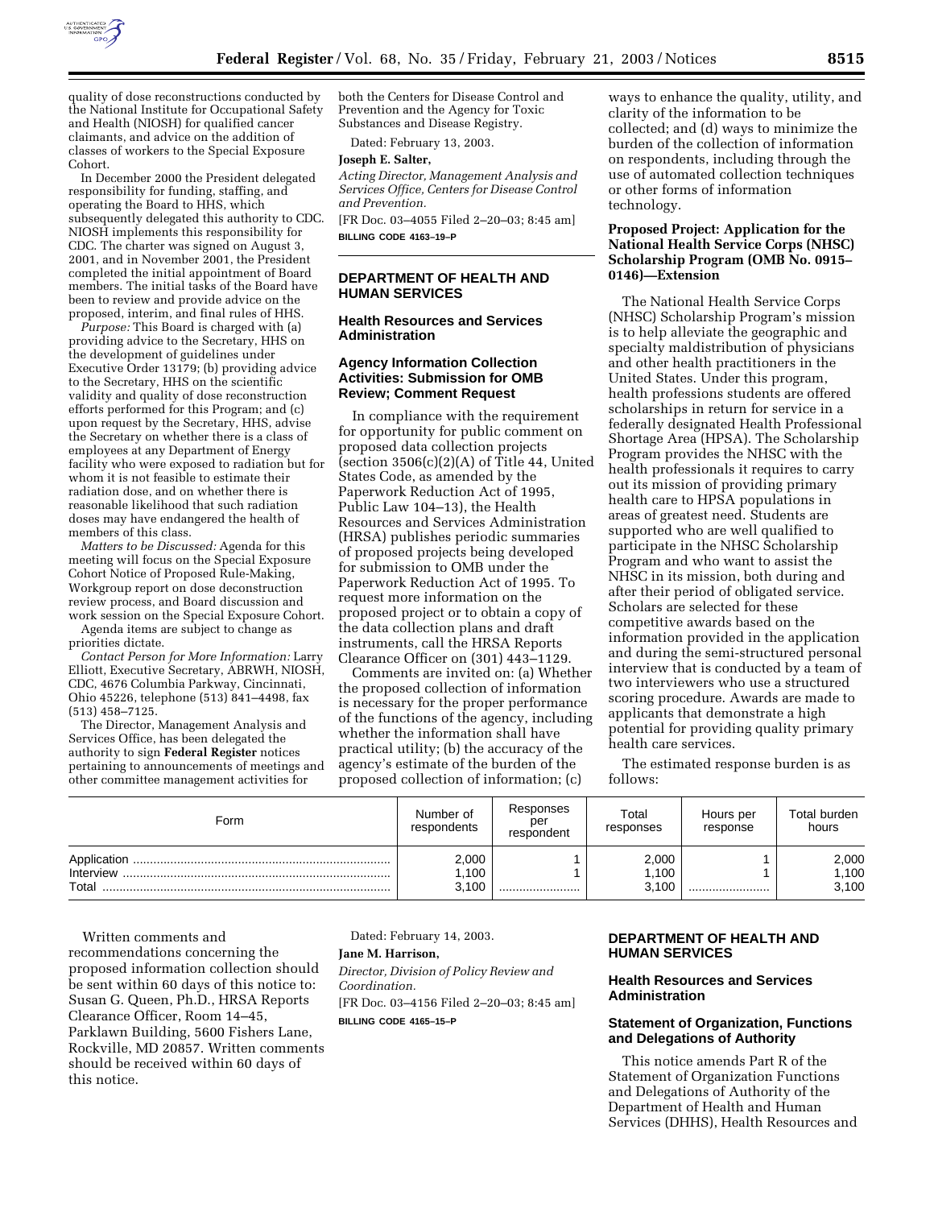quality of dose reconstructions conducted by the National Institute for Occupational Safety and Health (NIOSH) for qualified cancer claimants, and advice on the addition of classes of workers to the Special Exposure Cohort.

In December 2000 the President delegated responsibility for funding, staffing, and operating the Board to HHS, which subsequently delegated this authority to CDC. NIOSH implements this responsibility for CDC. The charter was signed on August 3, 2001, and in November 2001, the President completed the initial appointment of Board members. The initial tasks of the Board have been to review and provide advice on the proposed, interim, and final rules of HHS.

*Purpose:* This Board is charged with (a) providing advice to the Secretary, HHS on the development of guidelines under Executive Order 13179; (b) providing advice to the Secretary, HHS on the scientific validity and quality of dose reconstruction efforts performed for this Program; and (c) upon request by the Secretary, HHS, advise the Secretary on whether there is a class of employees at any Department of Energy facility who were exposed to radiation but for whom it is not feasible to estimate their radiation dose, and on whether there is reasonable likelihood that such radiation doses may have endangered the health of members of this class.

*Matters to be Discussed:* Agenda for this meeting will focus on the Special Exposure Cohort Notice of Proposed Rule-Making, Workgroup report on dose deconstruction review process, and Board discussion and work session on the Special Exposure Cohort.

Agenda items are subject to change as priorities dictate.

*Contact Person for More Information:* Larry Elliott, Executive Secretary, ABRWH, NIOSH, CDC, 4676 Columbia Parkway, Cincinnati, Ohio 45226, telephone (513) 841–4498, fax (513) 458–7125.

The Director, Management Analysis and Services Office, has been delegated the authority to sign **Federal Register** notices pertaining to announcements of meetings and other committee management activities for both the Centers for Disease Control and Prevention and the Agency for Toxic Substances and Disease Registry.

Dated: February 13, 2003.

**Joseph E. Salter,**

*Acting Director, Management Analysis and Services Office, Centers for Disease Control and Prevention.*

[FR Doc. 03–4055 Filed 2–20–03; 8:45 am]

**BILLING CODE 4163–19–P**

## DEPARTMENT OF HEALTH AND HUMAN SERVICES

### Health Resources and Services Administration

### Agency Information Collection Activities: Submission for OMB Review; Comment Request

In compliance with the requirement for opportunity for public comment on proposed data collection projects (section 3506(c)(2)(A) of Title 44, United States Code, as amended by the Paperwork Reduction Act of 1995, Public Law 104–13), the Health Resources and Services Administration (HRSA) publishes periodic summaries of proposed projects being developed for submission to OMB under the Paperwork Reduction Act of 1995. To request more information on the proposed project or to obtain a copy of the data collection plans and draft instruments, call the HRSA Reports Clearance Officer on (301) 443–1129.

Comments are invited on: (a) Whether the proposed collection of information is necessary for the proper performance of the functions of the agency, including whether the information shall have practical utility; (b) the accuracy of the agency's estimate of the burden of the proposed collection of information; (c) ways to enhance the quality, utility, and clarity of the information to be collected; and (d) ways to minimize the burden of the collection of information on respondents, including through the use of automated collection techniques or other forms of information technology.

**Proposed Project: Application for the National Health Service Corps (NHSC) Scholarship Program (OMB No. 0915–0146)—Extension**

The National Health Service Corps (NHSC) Scholarship Program's mission is to help alleviate the geographic and specialty maldistribution of physicians and other health practitioners in the United States. Under this program, health professions students are offered scholarships in return for service in a federally designated Health Professional Shortage Area (HPSA). The Scholarship Program provides the NHSC with the health professionals it requires to carry out its mission of providing primary health care to HPSA populations in areas of greatest need. Students are supported who are well qualified to participate in the NHSC Scholarship Program and who want to assist the NHSC in its mission, both during and after their period of obligated service. Scholars are selected for these competitive awards based on the information provided in the application and during the semi-structured personal interview that is conducted by a team of two interviewers who use a structured scoring procedure. Awards are made to applicants that demonstrate a high potential for providing quality primary health care services.

The estimated response burden is as follows:

| Form | Number of respondents | Responses per respondent | Total responses | Hours per response | Total burden hours |
|---|---|---|---|---|---|
| Application | 2,000 | 1 | 2,000 | 1 | 2,000 |
| Interview | 1,100 | 1 | 1,100 | 1 | 1,100 |
| Total | 3,100 | | 3,100 | | 3,100 |

Written comments and recommendations concerning the proposed information collection should be sent within 60 days of this notice to: Susan G. Queen, Ph.D., HRSA Reports Clearance Officer, Room 14–45, Parklawn Building, 5600 Fishers Lane, Rockville, MD 20857. Written comments should be received within 60 days of this notice.

Dated: February 14, 2003.

**Jane M. Harrison,**

*Director, Division of Policy Review and Coordination.*

[FR Doc. 03–4156 Filed 2–20–03; 8:45 am]

**BILLING CODE 4165–15–P**

## DEPARTMENT OF HEALTH AND HUMAN SERVICES

### Health Resources and Services Administration

### Statement of Organization, Functions and Delegations of Authority

This notice amends Part R of the Statement of Organization Functions and Delegations of Authority of the Department of Health and Human Services (DHHS), Health Resources and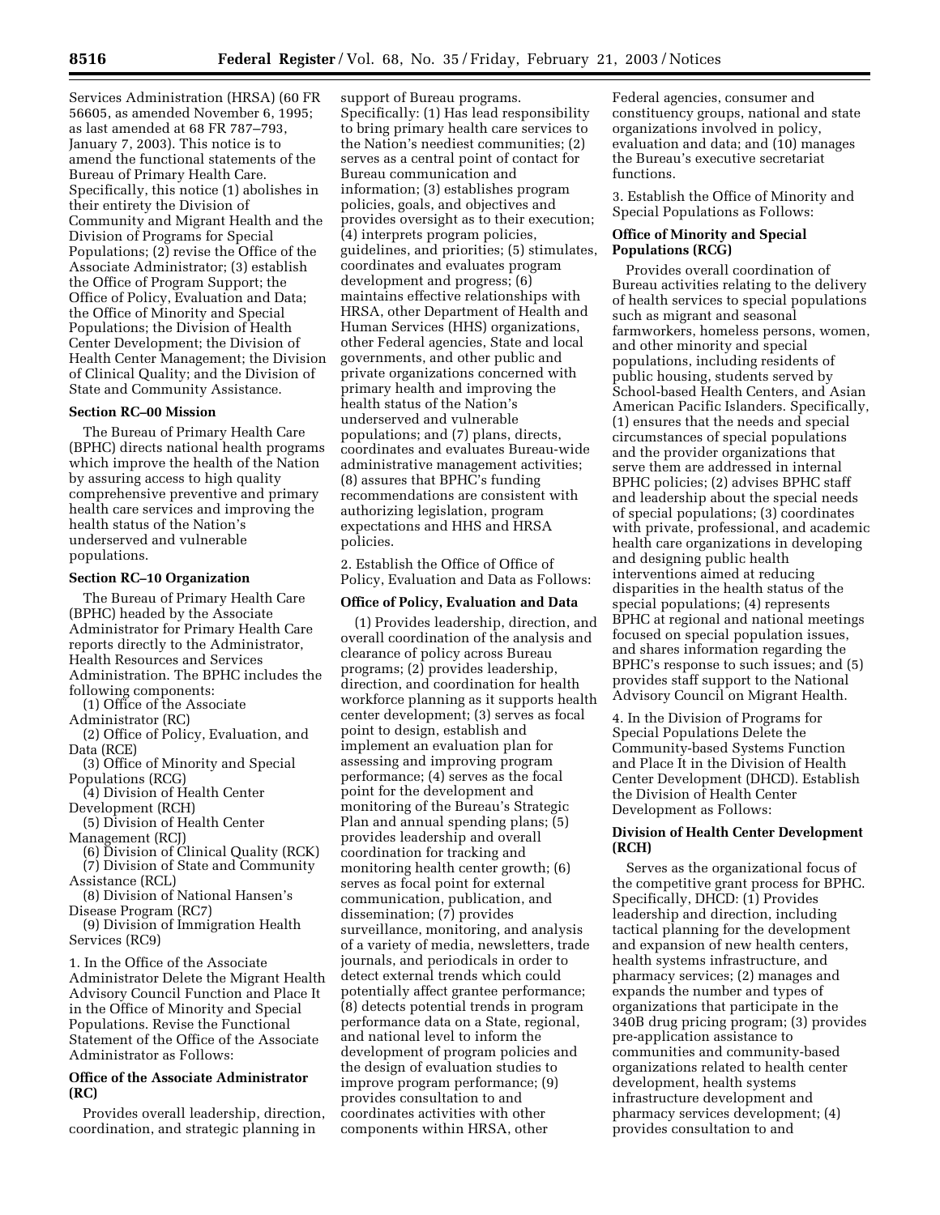Services Administration (HRSA) (60 FR 56605, as amended November 6, 1995; as last amended at 68 FR 787–793, January 7, 2003). This notice is to amend the functional statements of the Bureau of Primary Health Care. Specifically, this notice (1) abolishes in their entirety the Division of Community and Migrant Health and the Division of Programs for Special Populations; (2) revise the Office of the Associate Administrator; (3) establish the Office of Program Support; the Office of Policy, Evaluation and Data; the Office of Minority and Special Populations; the Division of Health Center Development; the Division of Health Center Management; the Division of Clinical Quality; and the Division of State and Community Assistance.

**Section RC–00 Mission**

The Bureau of Primary Health Care (BPHC) directs national health programs which improve the health of the Nation by assuring access to high quality comprehensive preventive and primary health care services and improving the health status of the Nation's underserved and vulnerable populations.

**Section RC–10 Organization**

The Bureau of Primary Health Care (BPHC) headed by the Associate Administrator for Primary Health Care reports directly to the Administrator, Health Resources and Services Administration. The BPHC includes the following components:

(1) Office of the Associate Administrator (RC)
(2) Office of Policy, Evaluation, and Data (RCE)
(3) Office of Minority and Special Populations (RCG)
(4) Division of Health Center Development (RCH)
(5) Division of Health Center Management (RCJ)
(6) Division of Clinical Quality (RCK)
(7) Division of State and Community Assistance (RCL)
(8) Division of National Hansen's Disease Program (RC7)
(9) Division of Immigration Health Services (RC9)

1. In the Office of the Associate Administrator Delete the Migrant Health Advisory Council Function and Place It in the Office of Minority and Special Populations. Revise the Functional Statement of the Office of the Associate Administrator as Follows:

**Office of the Associate Administrator (RC)**

Provides overall leadership, direction, coordination, and strategic planning in support of Bureau programs. Specifically: (1) Has lead responsibility to bring primary health care services to the Nation's neediest communities; (2) serves as a central point of contact for Bureau communication and information; (3) establishes program policies, goals, and objectives and provides oversight as to their execution; (4) interprets program policies, guidelines, and priorities; (5) stimulates, coordinates and evaluates program development and progress; (6) maintains effective relationships with HRSA, other Department of Health and Human Services (HHS) organizations, other Federal agencies, State and local governments, and other public and private organizations concerned with primary health and improving the health status of the Nation's underserved and vulnerable populations; and (7) plans, directs, coordinates and evaluates Bureau-wide administrative management activities; (8) assures that BPHC's funding recommendations are consistent with authorizing legislation, program expectations and HHS and HRSA policies.

2. Establish the Office of Office of Policy, Evaluation and Data as Follows:

**Office of Policy, Evaluation and Data**

(1) Provides leadership, direction, and overall coordination of the analysis and clearance of policy across Bureau programs; (2) provides leadership, direction, and coordination for health workforce planning as it supports health center development; (3) serves as focal point to design, establish and implement an evaluation plan for assessing and improving program performance; (4) serves as the focal point for the development and monitoring of the Bureau's Strategic Plan and annual spending plans; (5) provides leadership and overall coordination for tracking and monitoring health center growth; (6) serves as focal point for external communication, publication, and dissemination; (7) provides surveillance, monitoring, and analysis of a variety of media, newsletters, trade journals, and periodicals in order to detect external trends which could potentially affect grantee performance; (8) detects potential trends in program performance data on a State, regional, and national level to inform the development of program policies and the design of evaluation studies to improve program performance; (9) provides consultation to and coordinates activities with other components within HRSA, other Federal agencies, consumer and constituency groups, national and state organizations involved in policy, evaluation and data; and (10) manages the Bureau's executive secretariat functions.

3. Establish the Office of Minority and Special Populations as Follows:

**Office of Minority and Special Populations (RCG)**

Provides overall coordination of Bureau activities relating to the delivery of health services to special populations such as migrant and seasonal farmworkers, homeless persons, women, and other minority and special populations, including residents of public housing, students served by School-based Health Centers, and Asian American Pacific Islanders. Specifically, (1) ensures that the needs and special circumstances of special populations and the provider organizations that serve them are addressed in internal BPHC policies; (2) advises BPHC staff and leadership about the special needs of special populations; (3) coordinates with private, professional, and academic health care organizations in developing and designing public health interventions aimed at reducing disparities in the health status of the special populations; (4) represents BPHC at regional and national meetings focused on special population issues, and shares information regarding the BPHC's response to such issues; and (5) provides staff support to the National Advisory Council on Migrant Health.

4. In the Division of Programs for Special Populations Delete the Community-based Systems Function and Place It in the Division of Health Center Development (DHCD). Establish the Division of Health Center Development as Follows:

**Division of Health Center Development (RCH)**

Serves as the organizational focus of the competitive grant process for BPHC. Specifically, DHCD: (1) Provides leadership and direction, including tactical planning for the development and expansion of new health centers, health systems infrastructure, and pharmacy services; (2) manages and expands the number and types of organizations that participate in the 340B drug pricing program; (3) provides pre-application assistance to communities and community-based organizations related to health center development, health systems infrastructure development and pharmacy services development; (4) provides consultation to and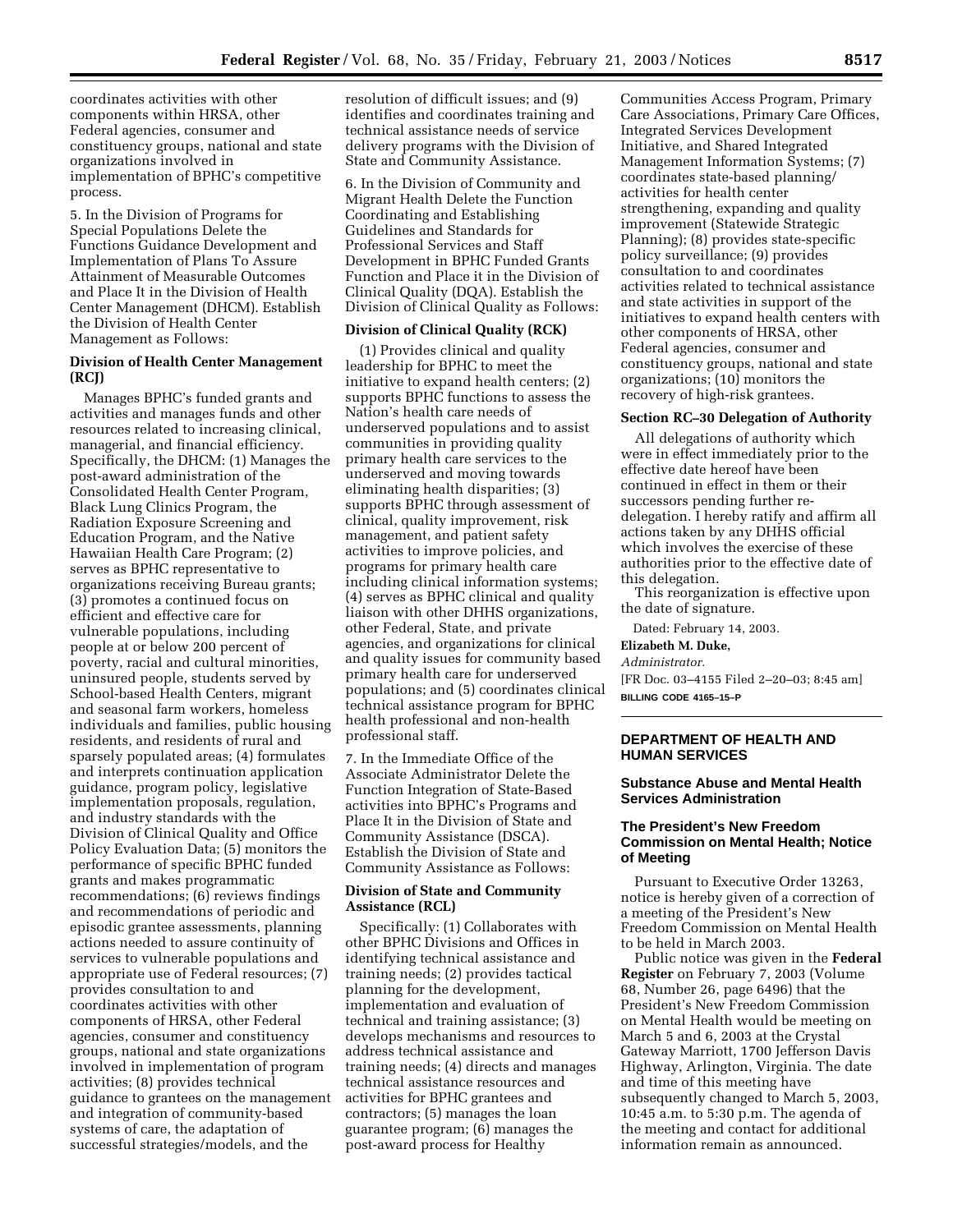coordinates activities with other components within HRSA, other Federal agencies, consumer and constituency groups, national and state organizations involved in implementation of BPHC's competitive process.

5. In the Division of Programs for Special Populations Delete the Functions Guidance Development and Implementation of Plans To Assure Attainment of Measurable Outcomes and Place It in the Division of Health Center Management (DHCM). Establish the Division of Health Center Management as Follows:

**Division of Health Center Management (RCJ)**

Manages BPHC's funded grants and activities and manages funds and other resources related to increasing clinical, managerial, and financial efficiency. Specifically, the DHCM: (1) Manages the post-award administration of the Consolidated Health Center Program, Black Lung Clinics Program, the Radiation Exposure Screening and Education Program, and the Native Hawaiian Health Care Program; (2) serves as BPHC representative to organizations receiving Bureau grants; (3) promotes a continued focus on efficient and effective care for vulnerable populations, including people at or below 200 percent of poverty, racial and cultural minorities, uninsured people, students served by School-based Health Centers, migrant and seasonal farm workers, homeless individuals and families, public housing residents, and residents of rural and sparsely populated areas; (4) formulates and interprets continuation application guidance, program policy, legislative implementation proposals, regulation, and industry standards with the Division of Clinical Quality and Office Policy Evaluation Data; (5) monitors the performance of specific BPHC funded grants and makes programmatic recommendations; (6) reviews findings and recommendations of periodic and episodic grantee assessments, planning actions needed to assure continuity of services to vulnerable populations and appropriate use of Federal resources; (7) provides consultation to and coordinates activities with other components of HRSA, other Federal agencies, consumer and constituency groups, national and state organizations involved in implementation of program activities; (8) provides technical guidance to grantees on the management and integration of community-based systems of care, the adaptation of successful strategies/models, and the resolution of difficult issues; and (9) identifies and coordinates training and technical assistance needs of service delivery programs with the Division of State and Community Assistance.

6. In the Division of Community and Migrant Health Delete the Function Coordinating and Establishing Guidelines and Standards for Professional Services and Staff Development in BPHC Funded Grants Function and Place it in the Division of Clinical Quality (DQA). Establish the Division of Clinical Quality as Follows:

**Division of Clinical Quality (RCK)**

(1) Provides clinical and quality leadership for BPHC to meet the initiative to expand health centers; (2) supports BPHC functions to assess the Nation's health care needs of underserved populations and to assist communities in providing quality primary health care services to the underserved and moving towards eliminating health disparities; (3) supports BPHC through assessment of clinical, quality improvement, risk management, and patient safety activities to improve policies, and programs for primary health care including clinical information systems; (4) serves as BPHC clinical and quality liaison with other DHHS organizations, other Federal, State, and private agencies, and organizations for clinical and quality issues for community based primary health care for underserved populations; and (5) coordinates clinical technical assistance program for BPHC health professional and non-health professional staff.

7. In the Immediate Office of the Associate Administrator Delete the Function Integration of State-Based activities into BPHC's Programs and Place It in the Division of State and Community Assistance (DSCA). Establish the Division of State and Community Assistance as Follows:

**Division of State and Community Assistance (RCL)**

Specifically: (1) Collaborates with other BPHC Divisions and Offices in identifying technical assistance and training needs; (2) provides tactical planning for the development, implementation and evaluation of technical and training assistance; (3) develops mechanisms and resources to address technical assistance and training needs; (4) directs and manages technical assistance resources and activities for BPHC grantees and contractors; (5) manages the loan guarantee program; (6) manages the post-award process for Healthy Communities Access Program, Primary Care Associations, Primary Care Offices, Integrated Services Development Initiative, and Shared Integrated Management Information Systems; (7) coordinates state-based planning/activities for health center strengthening, expanding and quality improvement (Statewide Strategic Planning); (8) provides state-specific policy surveillance; (9) provides consultation to and coordinates activities related to technical assistance and state activities in support of the initiatives to expand health centers with other components of HRSA, other Federal agencies, consumer and constituency groups, national and state organizations; (10) monitors the recovery of high-risk grantees.

**Section RC–30 Delegation of Authority**

All delegations of authority which were in effect immediately prior to the effective date hereof have been continued in effect in them or their successors pending further re-delegation. I hereby ratify and affirm all actions taken by any DHHS official which involves the exercise of these authorities prior to the effective date of this delegation.

This reorganization is effective upon the date of signature.

Dated: February 14, 2003.

**Elizabeth M. Duke,**

*Administrator.*

[FR Doc. 03–4155 Filed 2–20–03; 8:45 am]

**BILLING CODE 4165–15–P**

## DEPARTMENT OF HEALTH AND HUMAN SERVICES

### Substance Abuse and Mental Health Services Administration

### The President's New Freedom Commission on Mental Health; Notice of Meeting

Pursuant to Executive Order 13263, notice is hereby given of a correction of a meeting of the President's New Freedom Commission on Mental Health to be held in March 2003.

Public notice was given in the **Federal Register** on February 7, 2003 (Volume 68, Number 26, page 6496) that the President's New Freedom Commission on Mental Health would be meeting on March 5 and 6, 2003 at the Crystal Gateway Marriott, 1700 Jefferson Davis Highway, Arlington, Virginia. The date and time of this meeting have subsequently changed to March 5, 2003, 10:45 a.m. to 5:30 p.m. The agenda of the meeting and contact for additional information remain as announced.